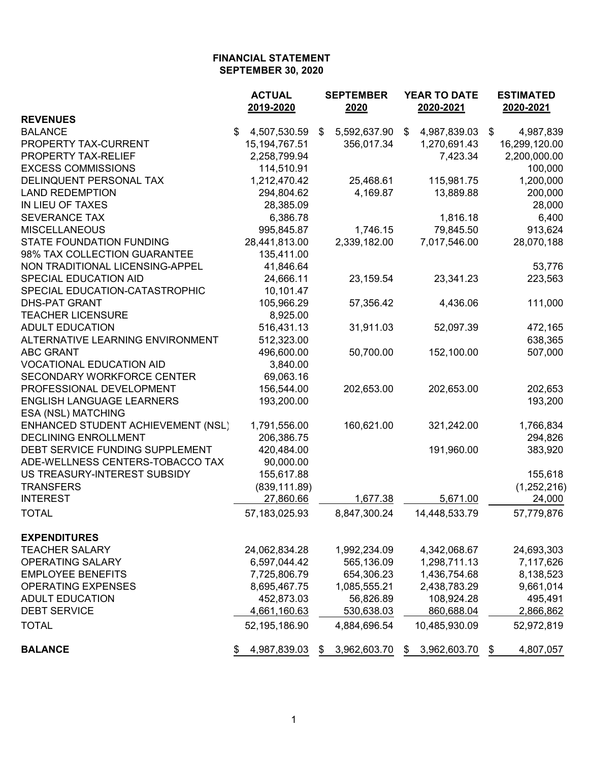**FINANCIAL STATEMENT**
**SEPTEMBER 30, 2020**

| | ACTUAL 2019-2020 | SEPTEMBER 2020 | YEAR TO DATE 2020-2021 | ESTIMATED 2020-2021 |
|---|---|---|---|---|
| **REVENUES** | | | | |
| BALANCE | $ 4,507,530.59 | $ 5,592,637.90 | $ 4,987,839.03 | $ 4,987,839 |
| PROPERTY TAX-CURRENT | 15,194,767.51 | 356,017.34 | 1,270,691.43 | 16,299,120.00 |
| PROPERTY TAX-RELIEF | 2,258,799.94 | | 7,423.34 | 2,200,000.00 |
| EXCESS COMMISSIONS | 114,510.91 | | | 100,000 |
| DELINQUENT PERSONAL TAX | 1,212,470.42 | 25,468.61 | 115,981.75 | 1,200,000 |
| LAND REDEMPTION | 294,804.62 | 4,169.87 | 13,889.88 | 200,000 |
| IN LIEU OF TAXES | 28,385.09 | | | 28,000 |
| SEVERANCE TAX | 6,386.78 | | 1,816.18 | 6,400 |
| MISCELLANEOUS | 995,845.87 | 1,746.15 | 79,845.50 | 913,624 |
| STATE FOUNDATION FUNDING | 28,441,813.00 | 2,339,182.00 | 7,017,546.00 | 28,070,188 |
| 98% TAX COLLECTION GUARANTEE | 135,411.00 | | | |
| NON TRADITIONAL LICENSING-APPEL | 41,846.64 | | | 53,776 |
| SPECIAL EDUCATION AID | 24,666.11 | 23,159.54 | 23,341.23 | 223,563 |
| SPECIAL EDUCATION-CATASTROPHIC | 10,101.47 | | | |
| DHS-PAT GRANT | 105,966.29 | 57,356.42 | 4,436.06 | 111,000 |
| TEACHER LICENSURE | 8,925.00 | | | |
| ADULT EDUCATION | 516,431.13 | 31,911.03 | 52,097.39 | 472,165 |
| ALTERNATIVE LEARNING ENVIRONMENT | 512,323.00 | | | 638,365 |
| ABC GRANT | 496,600.00 | 50,700.00 | 152,100.00 | 507,000 |
| VOCATIONAL EDUCATION AID | 3,840.00 | | | |
| SECONDARY WORKFORCE CENTER | 69,063.16 | | | |
| PROFESSIONAL DEVELOPMENT | 156,544.00 | 202,653.00 | 202,653.00 | 202,653 |
| ENGLISH LANGUAGE LEARNERS | 193,200.00 | | | 193,200 |
| ESA (NSL) MATCHING | | | | |
| ENHANCED STUDENT ACHIEVEMENT (NSL) | 1,791,556.00 | 160,621.00 | 321,242.00 | 1,766,834 |
| DECLINING ENROLLMENT | 206,386.75 | | | 294,826 |
| DEBT SERVICE FUNDING SUPPLEMENT | 420,484.00 | | 191,960.00 | 383,920 |
| ADE-WELLNESS CENTERS-TOBACCO TAX | 90,000.00 | | | |
| US TREASURY-INTEREST SUBSIDY | 155,617.88 | | | 155,618 |
| TRANSFERS | (839,111.89) | | | (1,252,216) |
| INTEREST | 27,860.66 | 1,677.38 | 5,671.00 | 24,000 |
| TOTAL | 57,183,025.93 | 8,847,300.24 | 14,448,533.79 | 57,779,876 |
| **EXPENDITURES** | | | | |
| TEACHER SALARY | 24,062,834.28 | 1,992,234.09 | 4,342,068.67 | 24,693,303 |
| OPERATING SALARY | 6,597,044.42 | 565,136.09 | 1,298,711.13 | 7,117,626 |
| EMPLOYEE BENEFITS | 7,725,806.79 | 654,306.23 | 1,436,754.68 | 8,138,523 |
| OPERATING EXPENSES | 8,695,467.75 | 1,085,555.21 | 2,438,783.29 | 9,661,014 |
| ADULT EDUCATION | 452,873.03 | 56,826.89 | 108,924.28 | 495,491 |
| DEBT SERVICE | 4,661,160.63 | 530,638.03 | 860,688.04 | 2,866,862 |
| TOTAL | 52,195,186.90 | 4,884,696.54 | 10,485,930.09 | 52,972,819 |
| **BALANCE** | $ 4,987,839.03 | $ 3,962,603.70 | $ 3,962,603.70 | $ 4,807,057 |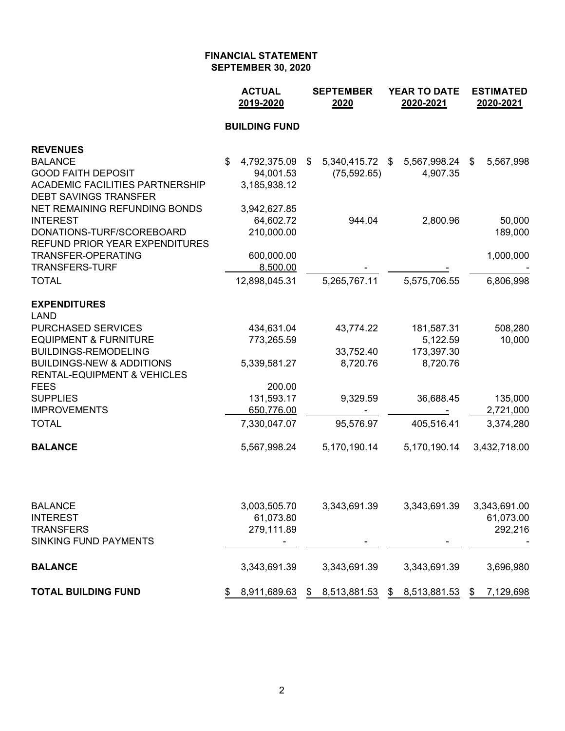# FINANCIAL STATEMENT
## SEPTEMBER 30, 2020

| | ACTUAL 2019-2020 | SEPTEMBER 2020 | YEAR TO DATE 2020-2021 | ESTIMATED 2020-2021 |
|---|---|---|---|---|
| | **BUILDING FUND** | | | |
| **REVENUES** | | | | |
| BALANCE | $ 4,792,375.09 | $ 5,340,415.72 | $ 5,567,998.24 | $ 5,567,998 |
| GOOD FAITH DEPOSIT | 94,001.53 | (75,592.65) | 4,907.35 | |
| ACADEMIC FACILITIES PARTNERSHIP | 3,185,938.12 | | | |
| DEBT SAVINGS TRANSFER | | | | |
| NET REMAINING REFUNDING BONDS | 3,942,627.85 | | | |
| INTEREST | 64,602.72 | 944.04 | 2,800.96 | 50,000 |
| DONATIONS-TURF/SCOREBOARD | 210,000.00 | | | 189,000 |
| REFUND PRIOR YEAR EXPENDITURES | | | | |
| TRANSFER-OPERATING | 600,000.00 | | | 1,000,000 |
| TRANSFERS-TURF | 8,500.00 | - | - | - |
| TOTAL | 12,898,045.31 | 5,265,767.11 | 5,575,706.55 | 6,806,998 |
| **EXPENDITURES** | | | | |
| LAND | | | | |
| PURCHASED SERVICES | 434,631.04 | 43,774.22 | 181,587.31 | 508,280 |
| EQUIPMENT & FURNITURE | 773,265.59 | | 5,122.59 | 10,000 |
| BUILDINGS-REMODELING | | 33,752.40 | 173,397.30 | |
| BUILDINGS-NEW & ADDITIONS | 5,339,581.27 | 8,720.76 | 8,720.76 | |
| RENTAL-EQUIPMENT & VEHICLES | | | | |
| FEES | 200.00 | | | |
| SUPPLIES | 131,593.17 | 9,329.59 | 36,688.45 | 135,000 |
| IMPROVEMENTS | 650,776.00 | - | - | 2,721,000 |
| TOTAL | 7,330,047.07 | 95,576.97 | 405,516.41 | 3,374,280 |
| **BALANCE** | 5,567,998.24 | 5,170,190.14 | 5,170,190.14 | 3,432,718.00 |
| | | | | |
| BALANCE | 3,003,505.70 | 3,343,691.39 | 3,343,691.39 | 3,343,691.00 |
| INTEREST | 61,073.80 | | | 61,073.00 |
| TRANSFERS | 279,111.89 | | | 292,216 |
| SINKING FUND PAYMENTS | - | - | - | - |
| **BALANCE** | 3,343,691.39 | 3,343,691.39 | 3,343,691.39 | 3,696,980 |
| **TOTAL BUILDING FUND** | $ 8,911,689.63 | $ 8,513,881.53 | $ 8,513,881.53 | $ 7,129,698 |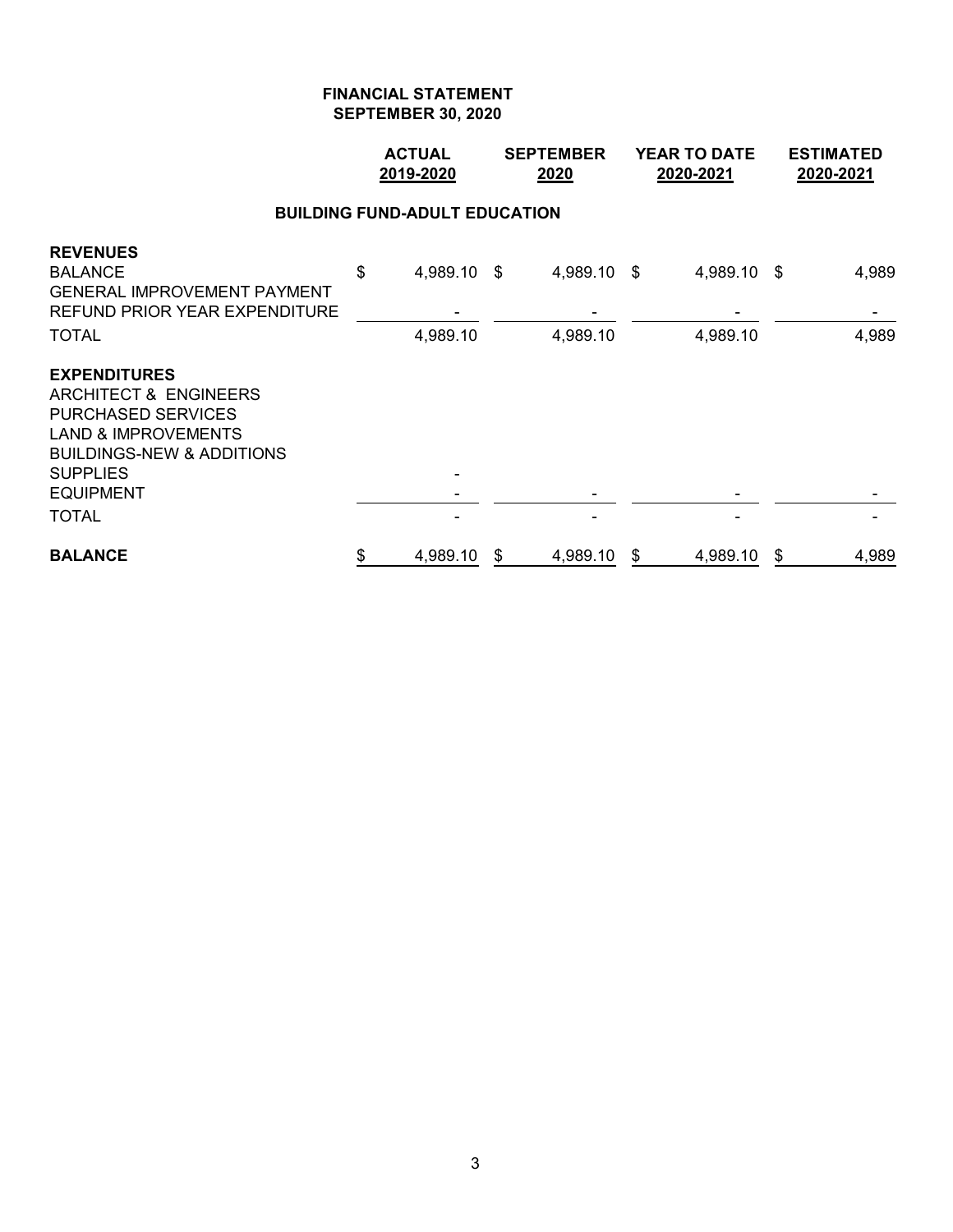**FINANCIAL STATEMENT**
**SEPTEMBER 30, 2020**

| | ACTUAL 2019-2020 | SEPTEMBER 2020 | YEAR TO DATE 2020-2021 | ESTIMATED 2020-2021 |
|---|---|---|---|---|
| **BUILDING FUND-ADULT EDUCATION** | | | | |
| **REVENUES** | | | | |
| BALANCE | $ 4,989.10 | $ 4,989.10 | $ 4,989.10 | $ 4,989 |
| GENERAL IMPROVEMENT PAYMENT | | | | |
| REFUND PRIOR YEAR EXPENDITURE | - | - | - | - |
| TOTAL | 4,989.10 | 4,989.10 | 4,989.10 | 4,989 |
| **EXPENDITURES** | | | | |
| ARCHITECT & ENGINEERS | | | | |
| PURCHASED SERVICES | | | | |
| LAND & IMPROVEMENTS | | | | |
| BUILDINGS-NEW & ADDITIONS | | | | |
| SUPPLIES | - | | | |
| EQUIPMENT | - | - | - | - |
| TOTAL | - | - | - | - |
| **BALANCE** | $ 4,989.10 | $ 4,989.10 | $ 4,989.10 | $ 4,989 |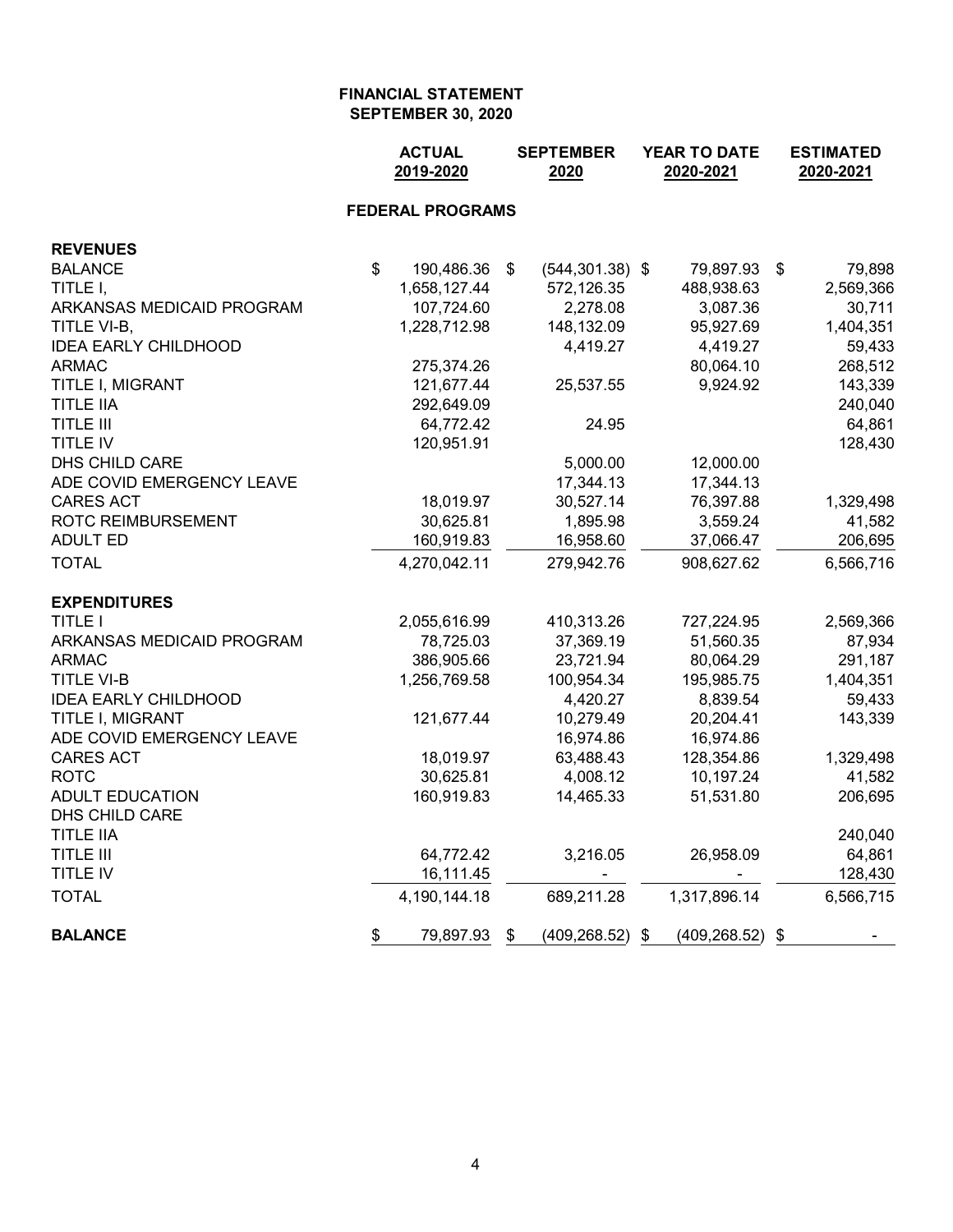**FINANCIAL STATEMENT**
**SEPTEMBER 30, 2020**

| | ACTUAL 2019-2020 | SEPTEMBER 2020 | YEAR TO DATE 2020-2021 | ESTIMATED 2020-2021 |
|---|---|---|---|---|
| **FEDERAL PROGRAMS** | | | | |
| **REVENUES** | | | | |
| BALANCE | $ 190,486.36 | $ (544,301.38) | $ 79,897.93 | $ 79,898 |
| TITLE I, | 1,658,127.44 | 572,126.35 | 488,938.63 | 2,569,366 |
| ARKANSAS MEDICAID PROGRAM | 107,724.60 | 2,278.08 | 3,087.36 | 30,711 |
| TITLE VI-B, | 1,228,712.98 | 148,132.09 | 95,927.69 | 1,404,351 |
| IDEA EARLY CHILDHOOD | | 4,419.27 | 4,419.27 | 59,433 |
| ARMAC | 275,374.26 | | 80,064.10 | 268,512 |
| TITLE I, MIGRANT | 121,677.44 | 25,537.55 | 9,924.92 | 143,339 |
| TITLE IIA | 292,649.09 | | | 240,040 |
| TITLE III | 64,772.42 | 24.95 | | 64,861 |
| TITLE IV | 120,951.91 | | | 128,430 |
| DHS CHILD CARE | | 5,000.00 | 12,000.00 | |
| ADE COVID EMERGENCY LEAVE | | 17,344.13 | 17,344.13 | |
| CARES ACT | 18,019.97 | 30,527.14 | 76,397.88 | 1,329,498 |
| ROTC REIMBURSEMENT | 30,625.81 | 1,895.98 | 3,559.24 | 41,582 |
| ADULT ED | 160,919.83 | 16,958.60 | 37,066.47 | 206,695 |
| TOTAL | 4,270,042.11 | 279,942.76 | 908,627.62 | 6,566,716 |
| **EXPENDITURES** | | | | |
| TITLE I | 2,055,616.99 | 410,313.26 | 727,224.95 | 2,569,366 |
| ARKANSAS MEDICAID PROGRAM | 78,725.03 | 37,369.19 | 51,560.35 | 87,934 |
| ARMAC | 386,905.66 | 23,721.94 | 80,064.29 | 291,187 |
| TITLE VI-B | 1,256,769.58 | 100,954.34 | 195,985.75 | 1,404,351 |
| IDEA EARLY CHILDHOOD | | 4,420.27 | 8,839.54 | 59,433 |
| TITLE I, MIGRANT | 121,677.44 | 10,279.49 | 20,204.41 | 143,339 |
| ADE COVID EMERGENCY LEAVE | | 16,974.86 | 16,974.86 | |
| CARES ACT | 18,019.97 | 63,488.43 | 128,354.86 | 1,329,498 |
| ROTC | 30,625.81 | 4,008.12 | 10,197.24 | 41,582 |
| ADULT EDUCATION | 160,919.83 | 14,465.33 | 51,531.80 | 206,695 |
| DHS CHILD CARE | | | | |
| TITLE IIA | | | | 240,040 |
| TITLE III | 64,772.42 | 3,216.05 | 26,958.09 | 64,861 |
| TITLE IV | 16,111.45 | - | - | 128,430 |
| TOTAL | 4,190,144.18 | 689,211.28 | 1,317,896.14 | 6,566,715 |
| **BALANCE** | $ 79,897.93 | $ (409,268.52) | $ (409,268.52) | $ - |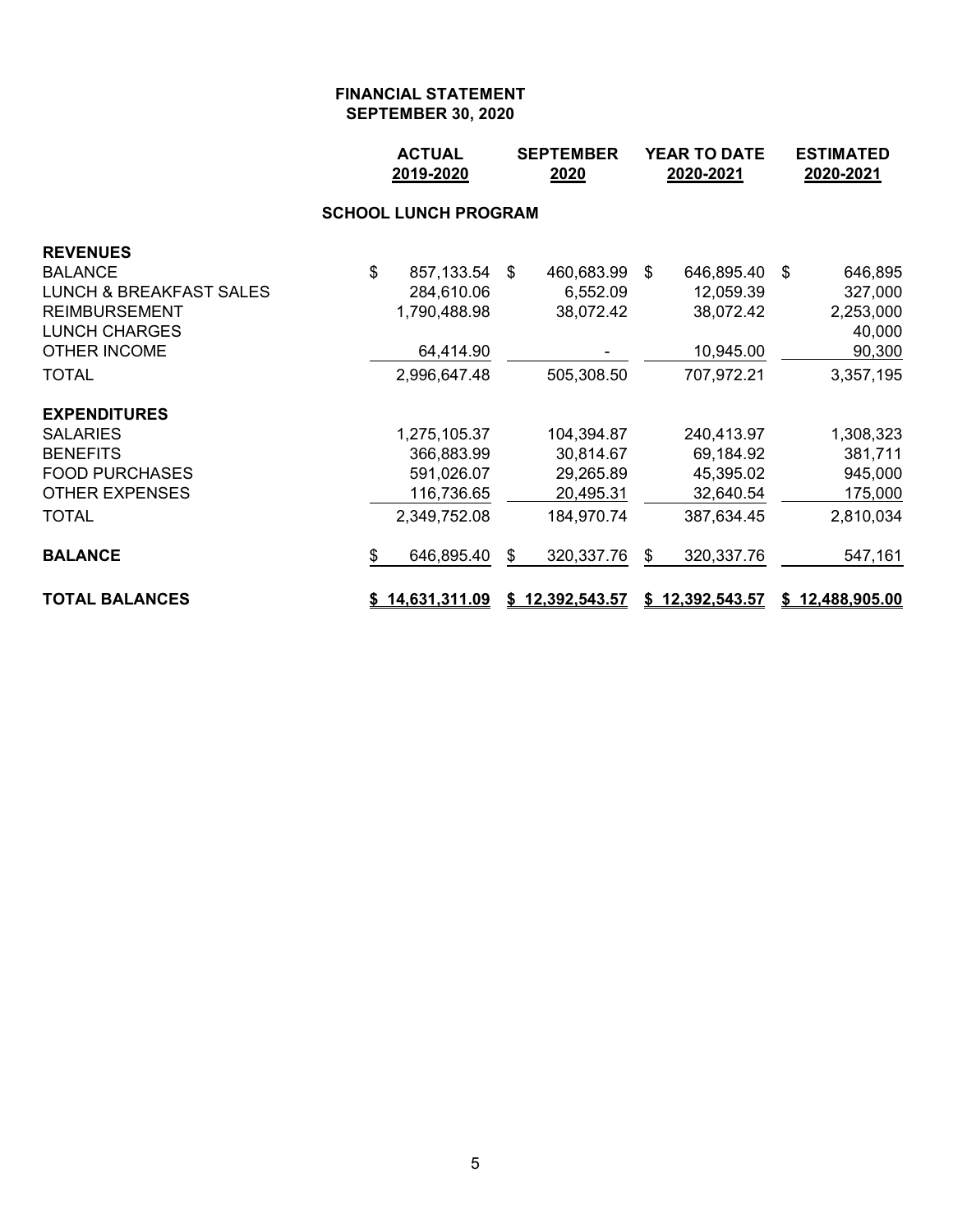**FINANCIAL STATEMENT**
**SEPTEMBER 30, 2020**

| | ACTUAL 2019-2020 | SEPTEMBER 2020 | YEAR TO DATE 2020-2021 | ESTIMATED 2020-2021 |
|---|---|---|---|---|
| **SCHOOL LUNCH PROGRAM** | | | | |
| **REVENUES** | | | | |
| BALANCE | $ 857,133.54 | $ 460,683.99 | $ 646,895.40 | $ 646,895 |
| LUNCH & BREAKFAST SALES | 284,610.06 | 6,552.09 | 12,059.39 | 327,000 |
| REIMBURSEMENT | 1,790,488.98 | 38,072.42 | 38,072.42 | 2,253,000 |
| LUNCH CHARGES | | | | 40,000 |
| OTHER INCOME | 64,414.90 | - | 10,945.00 | 90,300 |
| TOTAL | 2,996,647.48 | 505,308.50 | 707,972.21 | 3,357,195 |
| **EXPENDITURES** | | | | |
| SALARIES | 1,275,105.37 | 104,394.87 | 240,413.97 | 1,308,323 |
| BENEFITS | 366,883.99 | 30,814.67 | 69,184.92 | 381,711 |
| FOOD PURCHASES | 591,026.07 | 29,265.89 | 45,395.02 | 945,000 |
| OTHER EXPENSES | 116,736.65 | 20,495.31 | 32,640.54 | 175,000 |
| TOTAL | 2,349,752.08 | 184,970.74 | 387,634.45 | 2,810,034 |
| **BALANCE** | $ 646,895.40 | $ 320,337.76 | $ 320,337.76 | 547,161 |
| **TOTAL BALANCES** | **$ 14,631,311.09** | **$ 12,392,543.57** | **$ 12,392,543.57** | **$ 12,488,905.00** |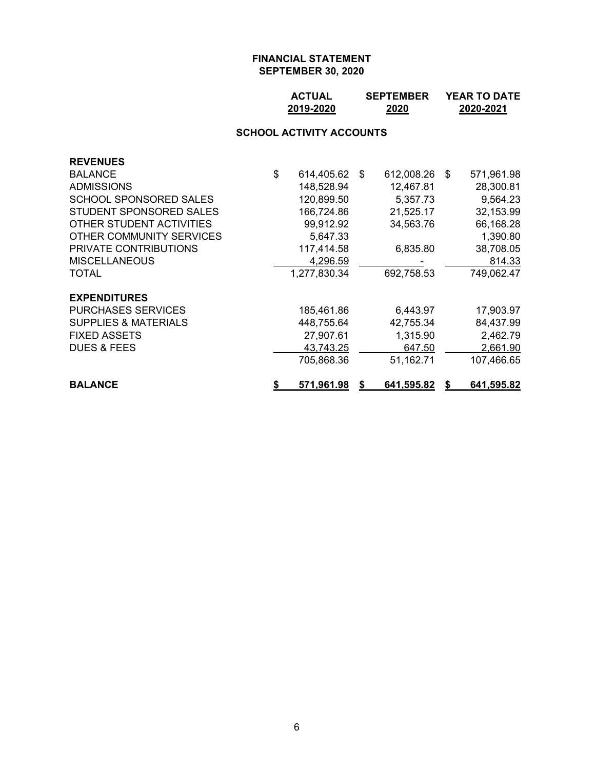**FINANCIAL STATEMENT**
**SEPTEMBER 30, 2020**

| | ACTUAL 2019-2020 | SEPTEMBER 2020 | YEAR TO DATE 2020-2021 |
|---|---|---|---|
| **SCHOOL ACTIVITY ACCOUNTS** | | | |
| **REVENUES** | | | |
| BALANCE | $ 614,405.62 | $ 612,008.26 | $ 571,961.98 |
| ADMISSIONS | 148,528.94 | 12,467.81 | 28,300.81 |
| SCHOOL SPONSORED SALES | 120,899.50 | 5,357.73 | 9,564.23 |
| STUDENT SPONSORED SALES | 166,724.86 | 21,525.17 | 32,153.99 |
| OTHER STUDENT ACTIVITIES | 99,912.92 | 34,563.76 | 66,168.28 |
| OTHER COMMUNITY SERVICES | 5,647.33 | | 1,390.80 |
| PRIVATE CONTRIBUTIONS | 117,414.58 | 6,835.80 | 38,708.05 |
| MISCELLANEOUS | 4,296.59 | - | 814.33 |
| TOTAL | 1,277,830.34 | 692,758.53 | 749,062.47 |
| **EXPENDITURES** | | | |
| PURCHASES SERVICES | 185,461.86 | 6,443.97 | 17,903.97 |
| SUPPLIES & MATERIALS | 448,755.64 | 42,755.34 | 84,437.99 |
| FIXED ASSETS | 27,907.61 | 1,315.90 | 2,462.79 |
| DUES & FEES | 43,743.25 | 647.50 | 2,661.90 |
| | 705,868.36 | 51,162.71 | 107,466.65 |
| **BALANCE** | **$ 571,961.98** | **$ 641,595.82** | **$ 641,595.82** |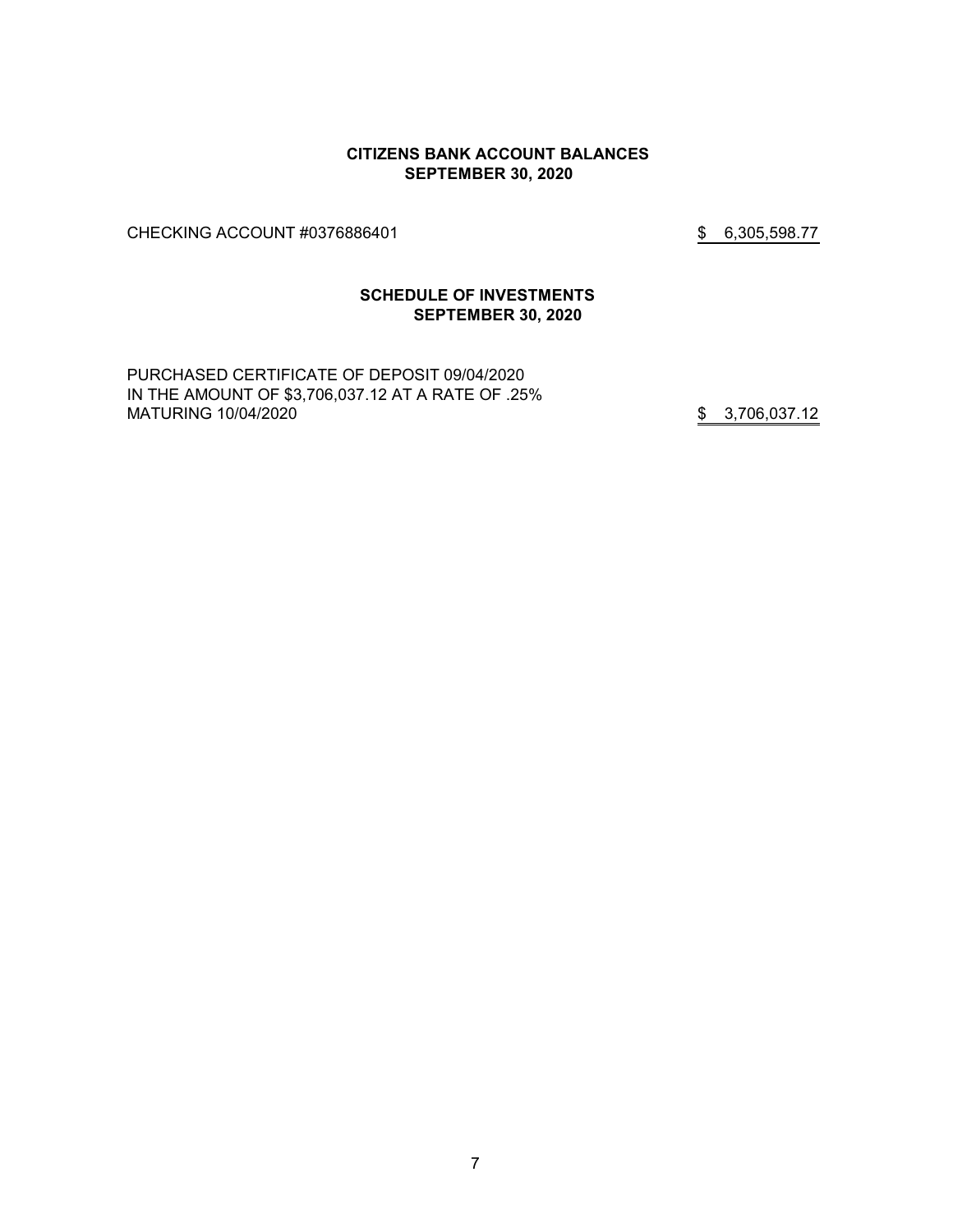**CITIZENS BANK ACCOUNT BALANCES**
**SEPTEMBER 30, 2020**

| | |
|---|---|
| CHECKING ACCOUNT #0376886401 | $ 6,305,598.77 |

**SCHEDULE OF INVESTMENTS**
**SEPTEMBER 30, 2020**

| | |
|---|---|
| PURCHASED CERTIFICATE OF DEPOSIT 09/04/2020 IN THE AMOUNT OF $3,706,037.12 AT A RATE OF .25% MATURING 10/04/2020 | $ 3,706,037.12 |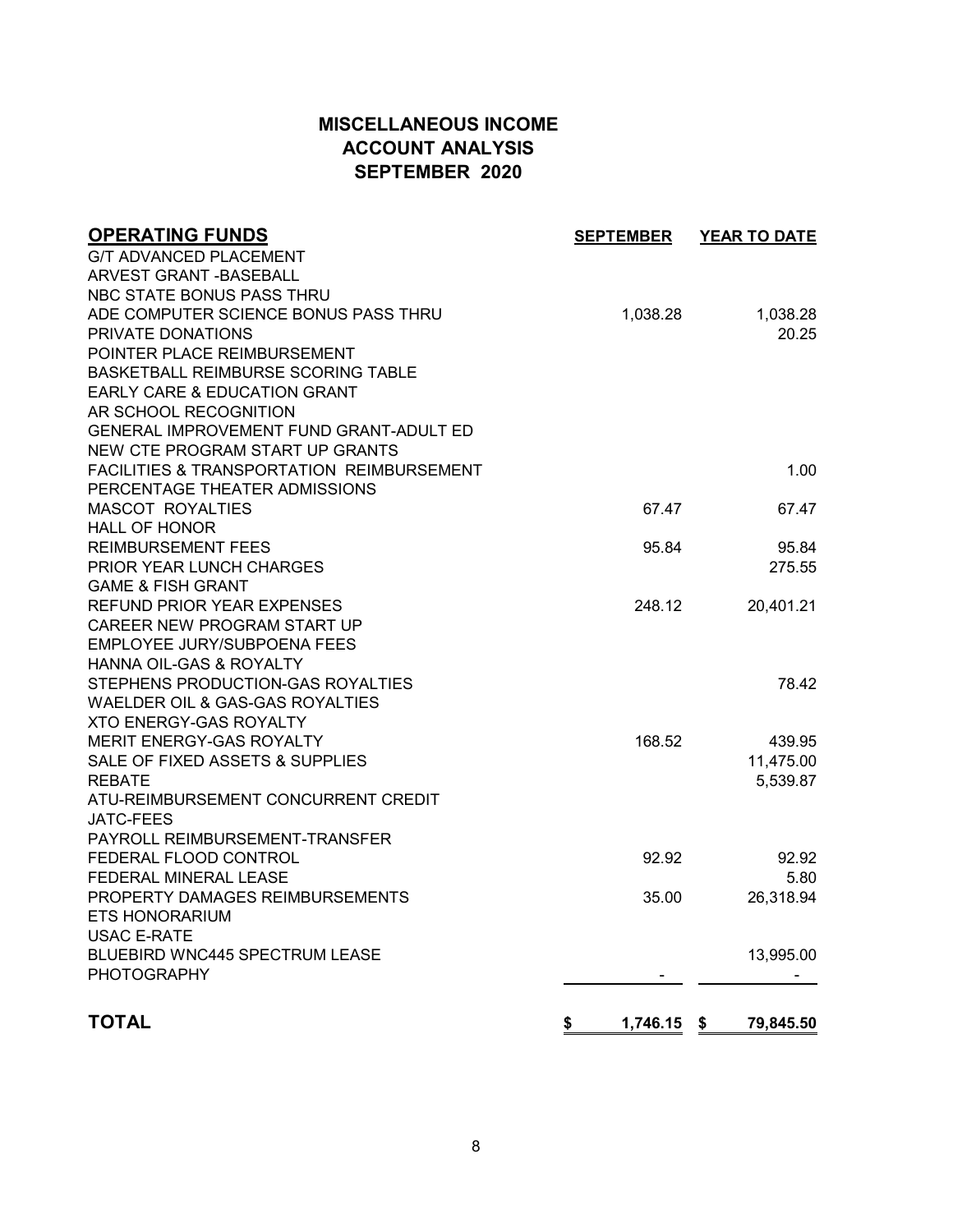# MISCELLANEOUS INCOME
## ACCOUNT ANALYSIS
## SEPTEMBER 2020

| OPERATING FUNDS | SEPTEMBER | YEAR TO DATE |
|---|---|---|
| G/T ADVANCED PLACEMENT | | |
| ARVEST GRANT -BASEBALL | | |
| NBC STATE BONUS PASS THRU | | |
| ADE COMPUTER SCIENCE BONUS PASS THRU | 1,038.28 | 1,038.28 |
| PRIVATE DONATIONS | | 20.25 |
| POINTER PLACE REIMBURSEMENT | | |
| BASKETBALL REIMBURSE SCORING TABLE | | |
| EARLY CARE & EDUCATION GRANT | | |
| AR SCHOOL RECOGNITION | | |
| GENERAL IMPROVEMENT FUND GRANT-ADULT ED | | |
| NEW CTE PROGRAM START UP GRANTS | | |
| FACILITIES & TRANSPORTATION REIMBURSEMENT | | 1.00 |
| PERCENTAGE THEATER ADMISSIONS | | |
| MASCOT ROYALTIES | 67.47 | 67.47 |
| HALL OF HONOR | | |
| REIMBURSEMENT FEES | 95.84 | 95.84 |
| PRIOR YEAR LUNCH CHARGES | | 275.55 |
| GAME & FISH GRANT | | |
| REFUND PRIOR YEAR EXPENSES | 248.12 | 20,401.21 |
| CAREER NEW PROGRAM START UP | | |
| EMPLOYEE JURY/SUBPOENA FEES | | |
| HANNA OIL-GAS & ROYALTY | | |
| STEPHENS PRODUCTION-GAS ROYALTIES | | 78.42 |
| WAELDER OIL & GAS-GAS ROYALTIES | | |
| XTO ENERGY-GAS ROYALTY | | |
| MERIT ENERGY-GAS ROYALTY | 168.52 | 439.95 |
| SALE OF FIXED ASSETS & SUPPLIES | | 11,475.00 |
| REBATE | | 5,539.87 |
| ATU-REIMBURSEMENT CONCURRENT CREDIT | | |
| JATC-FEES | | |
| PAYROLL REIMBURSEMENT-TRANSFER | | |
| FEDERAL FLOOD CONTROL | 92.92 | 92.92 |
| FEDERAL MINERAL LEASE | | 5.80 |
| PROPERTY DAMAGES REIMBURSEMENTS | 35.00 | 26,318.94 |
| ETS HONORARIUM | | |
| USAC E-RATE | | |
| BLUEBIRD WNC445 SPECTRUM LEASE | | 13,995.00 |
| PHOTOGRAPHY | - | - |
| **TOTAL** | **$ 1,746.15** | **$ 79,845.50** |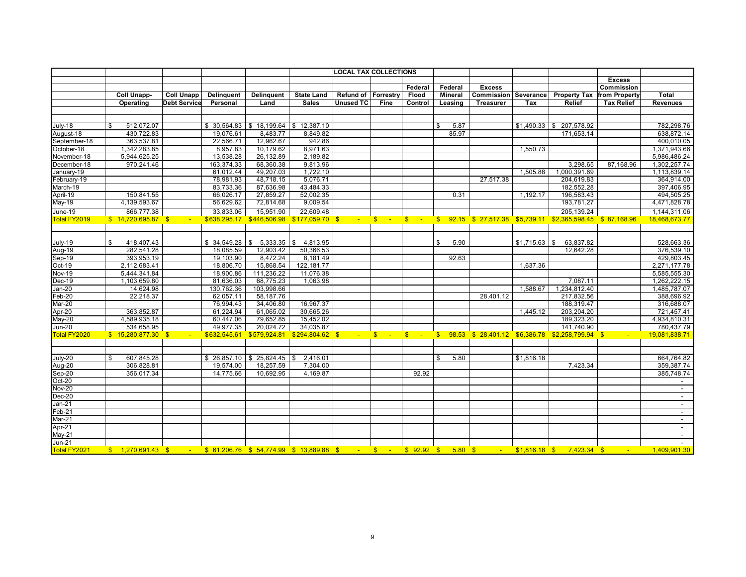| | | | | | | LOCAL TAX COLLECTIONS | | | | | | | | |
|---|---|---|---|---|---|---|---|---|---|---|---|---|---|---|
| | | | | | | | | | | | | | Excess | |
| | | | | | | | | Federal | Federal | Excess | | | Commission | |
| | Coll Unapp- | Coll Unapp | Delinquent | Delinquent | State Land | Refund of | Forrestry | Flood | Mineral | Commission | Severance | Property Tax | from Property | Total |
| | Operating | Debt Service | Personal | Land | Sales | Unused TC | Fine | Control | Leasing | Treasurer | Tax | Relief | Tax Relief | Revenues |
| July-18 | $ 512,072.07 | | $ 30,564.83 | $ 18,199.64 | $ 12,387.10 | | | | $ 5.87 | | $1,490.33 | $ 207,578.92 | | 782,298.76 |
| August-18 | 430,722.83 | | 19,076.61 | 8,483.77 | 8,849.82 | | | | 85.97 | | | 171,653.14 | | 638,872.14 |
| September-18 | 363,537.81 | | 22,566.71 | 12,962.67 | 942.86 | | | | | | | | | 400,010.05 |
| October-18 | 1,342,283.85 | | 8,957.83 | 10,179.62 | 8,971.63 | | | | | | 1,550.73 | | | 1,371,943.66 |
| November-18 | 5,944,625.25 | | 13,538.28 | 26,132.89 | 2,189.82 | | | | | | | | | 5,986,486.24 |
| December-18 | 970,241.46 | | 163,374.33 | 68,360.38 | 9,813.96 | | | | | | | 3,298.65 | 87,168.96 | 1,302,257.74 |
| January-19 | | | 61,012.44 | 49,207.03 | 1,722.10 | | | | | | 1,505.88 | 1,000,391.69 | | 1,113,839.14 |
| February-19 | | | 78,981.93 | 48,718.15 | 5,076.71 | | | | | 27,517.38 | | 204,619.83 | | 364,914.00 |
| March-19 | | | 83,733.36 | 87,636.98 | 43,484.33 | | | | | | | 182,552.28 | | 397,406.95 |
| April-19 | 150,841.55 | | 66,026.17 | 27,859.27 | 52,002.35 | | | | 0.31 | | 1,192.17 | 196,583.43 | | 494,505.25 |
| May-19 | 4,139,593.67 | | 56,629.62 | 72,814.68 | 9,009.54 | | | | | | | 193,781.27 | | 4,471,828.78 |
| June-19 | 866,777.38 | | 33,833.06 | 15,951.90 | 22,609.48 | | | | | | | 205,139.24 | | 1,144,311.06 |
| Total FY2019 | $ 14,720,695.87 | $ - | $638,295.17 | $446,506.98 | $177,059.70 | $ - | $ - | $ - | $ 92.15 | $ 27,517.38 | $5,739.11 | $2,365,598.45 | $ 87,168.96 | 18,468,673.77 |
| | | | | | | | | | | | | | | |
| July-19 | $ 418,407.43 | | $ 34,549.28 | $ 5,333.35 | $ 4,813.95 | | | | $ 5.90 | | $1,715.63 | $ 63,837.82 | | 528,663.36 |
| Aug-19 | 282,541.28 | | 18,085.59 | 12,903.42 | 50,366.53 | | | | | | | 12,642.28 | | 376,539.10 |
| Sep-19 | 393,953.19 | | 19,103.90 | 8,472.24 | 8,181.49 | | | | 92.63 | | | | | 429,803.45 |
| Oct-19 | 2,112,683.41 | | 18,806.70 | 15,868.54 | 122,181.77 | | | | | | 1,637.36 | | | 2,271,177.78 |
| Nov-19 | 5,444,341.84 | | 18,900.86 | 111,236.22 | 11,076.38 | | | | | | | | | 5,585,555.30 |
| Dec-19 | 1,103,659.80 | | 81,636.03 | 68,775.23 | 1,063.98 | | | | | | | 7,087.11 | | 1,262,222.15 |
| Jan-20 | 14,624.98 | | 130,762.36 | 103,998.66 | | | | | | | 1,588.67 | 1,234,812.40 | | 1,485,787.07 |
| Feb-20 | 22,218.37 | | 62,057.11 | 58,187.76 | | | | | | 28,401.12 | | 217,832.56 | | 388,696.92 |
| Mar-20 | | | 76,994.43 | 34,406.80 | 16,967.37 | | | | | | | 188,319.47 | | 316,688.07 |
| Apr-20 | 363,852.87 | | 61,224.94 | 61,065.02 | 30,665.26 | | | | | | 1,445.12 | 203,204.20 | | 721,457.41 |
| May-20 | 4,589,935.18 | | 60,447.06 | 79,652.85 | 15,452.02 | | | | | | | 189,323.20 | | 4,934,810.31 |
| Jun-20 | 534,658.95 | | 49,977.35 | 20,024.72 | 34,035.87 | | | | | | | 141,740.90 | | 780,437.79 |
| Total FY2020 | $ 15,280,877.30 | $ - | $632,545.61 | $579,924.81 | $294,804.62 | $ - | $ - | $ - | $ 98.53 | $ 28,401.12 | $6,386.78 | $2,258,799.94 | $ - | 19,081,838.71 |
| | | | | | | | | | | | | | | |
| July-20 | $ 607,845.28 | | $ 26,857.10 | $ 25,824.45 | $ 2,416.01 | | | | $ 5.80 | | $1,816.18 | | | 664,764.82 |
| Aug-20 | 306,828.81 | | 19,574.00 | 18,257.59 | 7,304.00 | | | | | | | 7,423.34 | | 359,387.74 |
| Sep-20 | 356,017.34 | | 14,775.66 | 10,692.95 | 4,169.87 | | | 92.92 | | | | | | 385,748.74 |
| Oct-20 | | | | | | | | | | | | | | - |
| Nov-20 | | | | | | | | | | | | | | - |
| Dec-20 | | | | | | | | | | | | | | - |
| Jan-21 | | | | | | | | | | | | | | - |
| Feb-21 | | | | | | | | | | | | | | - |
| Mar-21 | | | | | | | | | | | | | | - |
| Apr-21 | | | | | | | | | | | | | | - |
| May-21 | | | | | | | | | | | | | | - |
| Jun-21 | | | | | | | | | | | | | | - |
| Total FY2021 | $ 1,270,691.43 | $ - | $ 61,206.76 | $ 54,774.99 | $ 13,889.88 | $ - | $ - | $ 92.92 | $ 5.80 | $ - | $1,816.18 | $ 7,423.34 | $ - | 1,409,901.30 |